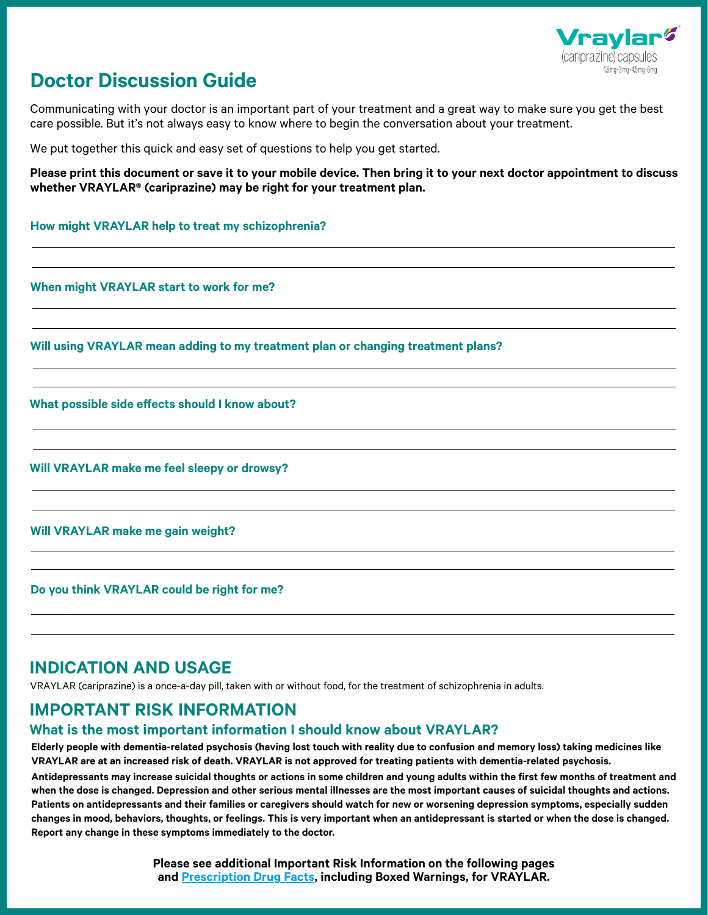Vraylar®
(cariprazine) capsules
1.5mg · 3mg · 4.5mg · 6mg

# Doctor Discussion Guide

Communicating with your doctor is an important part of your treatment and a great way to make sure you get the best care possible. But it's not always easy to know where to begin the conversation about your treatment.

We put together this quick and easy set of questions to help you get started.

**Please print this document or save it to your mobile device. Then bring it to your next doctor appointment to discuss whether VRAYLAR® (cariprazine) may be right for your treatment plan.**

**How might VRAYLAR help to treat my schizophrenia?**

**When might VRAYLAR start to work for me?**

**Will using VRAYLAR mean adding to my treatment plan or changing treatment plans?**

**What possible side effects should I know about?**

**Will VRAYLAR make me feel sleepy or drowsy?**

**Will VRAYLAR make me gain weight?**

**Do you think VRAYLAR could be right for me?**

## INDICATION AND USAGE

VRAYLAR (cariprazine) is a once-a-day pill, taken with or without food, for the treatment of schizophrenia in adults.

## IMPORTANT RISK INFORMATION

### What is the most important information I should know about VRAYLAR?

**Elderly people with dementia-related psychosis (having lost touch with reality due to confusion and memory loss) taking medicines like VRAYLAR are at an increased risk of death. VRAYLAR is not approved for treating patients with dementia-related psychosis.**

**Antidepressants may increase suicidal thoughts or actions in some children and young adults within the first few months of treatment and when the dose is changed. Depression and other serious mental illnesses are the most important causes of suicidal thoughts and actions. Patients on antidepressants and their families or caregivers should watch for new or worsening depression symptoms, especially sudden changes in mood, behaviors, thoughts, or feelings. This is very important when an antidepressant is started or when the dose is changed. Report any change in these symptoms immediately to the doctor.**

**Please see additional Important Risk Information on the following pages and Prescription Drug Facts, including Boxed Warnings, for VRAYLAR.**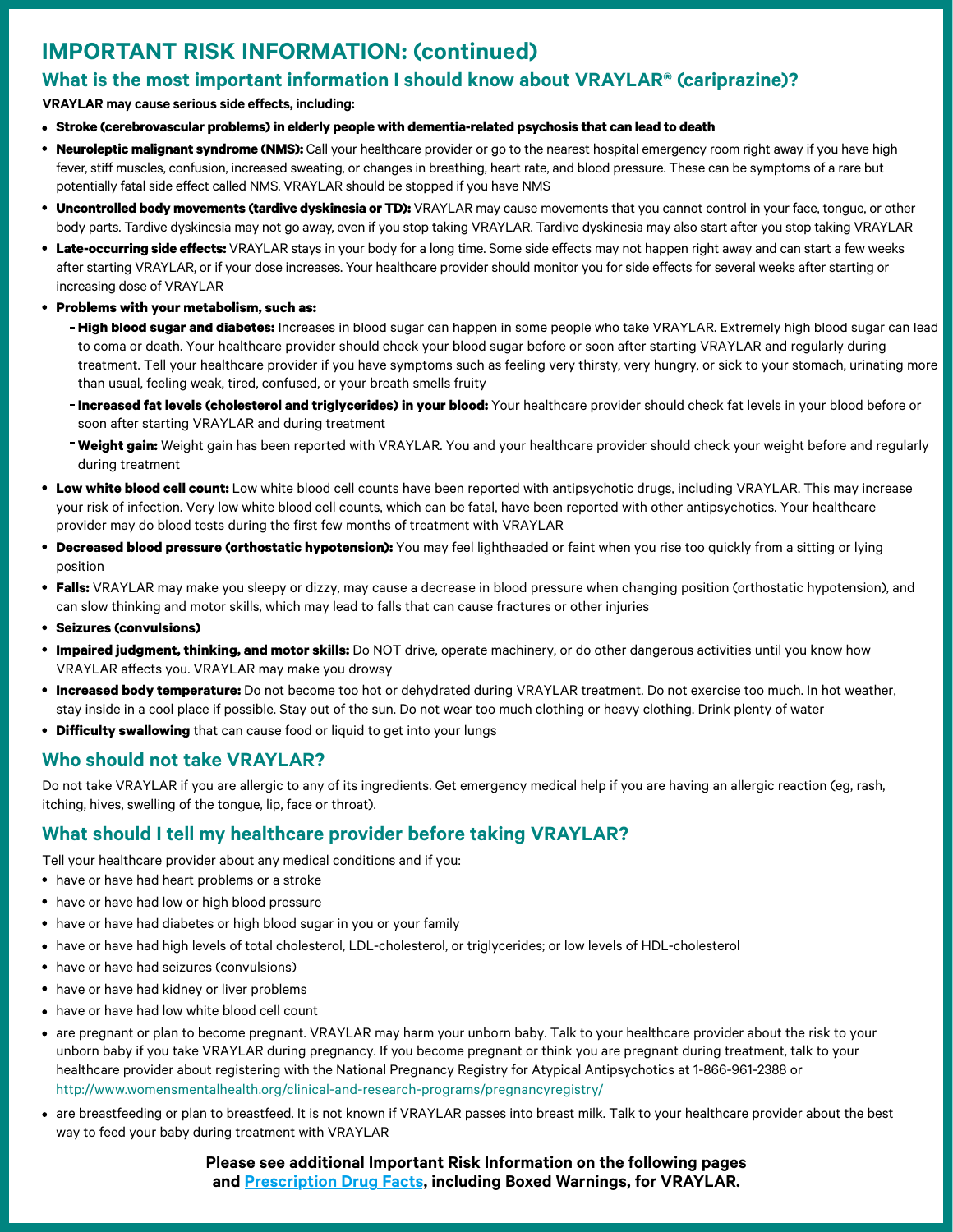## IMPORTANT RISK INFORMATION: (continued)

### What is the most important information I should know about VRAYLAR® (cariprazine)?

**VRAYLAR may cause serious side effects, including:**

- **Stroke (cerebrovascular problems) in elderly people with dementia-related psychosis that can lead to death**
- **Neuroleptic malignant syndrome (NMS):** Call your healthcare provider or go to the nearest hospital emergency room right away if you have high fever, stiff muscles, confusion, increased sweating, or changes in breathing, heart rate, and blood pressure. These can be symptoms of a rare but potentially fatal side effect called NMS. VRAYLAR should be stopped if you have NMS
- **Uncontrolled body movements (tardive dyskinesia or TD):** VRAYLAR may cause movements that you cannot control in your face, tongue, or other body parts. Tardive dyskinesia may not go away, even if you stop taking VRAYLAR. Tardive dyskinesia may also start after you stop taking VRAYLAR
- **Late-occurring side effects:** VRAYLAR stays in your body for a long time. Some side effects may not happen right away and can start a few weeks after starting VRAYLAR, or if your dose increases. Your healthcare provider should monitor you for side effects for several weeks after starting or increasing dose of VRAYLAR
- **Problems with your metabolism, such as:**
  - **High blood sugar and diabetes:** Increases in blood sugar can happen in some people who take VRAYLAR. Extremely high blood sugar can lead to coma or death. Your healthcare provider should check your blood sugar before or soon after starting VRAYLAR and regularly during treatment. Tell your healthcare provider if you have symptoms such as feeling very thirsty, very hungry, or sick to your stomach, urinating more than usual, feeling weak, tired, confused, or your breath smells fruity
  - **Increased fat levels (cholesterol and triglycerides) in your blood:** Your healthcare provider should check fat levels in your blood before or soon after starting VRAYLAR and during treatment
  - **Weight gain:** Weight gain has been reported with VRAYLAR. You and your healthcare provider should check your weight before and regularly during treatment
- **Low white blood cell count:** Low white blood cell counts have been reported with antipsychotic drugs, including VRAYLAR. This may increase your risk of infection. Very low white blood cell counts, which can be fatal, have been reported with other antipsychotics. Your healthcare provider may do blood tests during the first few months of treatment with VRAYLAR
- **Decreased blood pressure (orthostatic hypotension):** You may feel lightheaded or faint when you rise too quickly from a sitting or lying position
- **Falls:** VRAYLAR may make you sleepy or dizzy, may cause a decrease in blood pressure when changing position (orthostatic hypotension), and can slow thinking and motor skills, which may lead to falls that can cause fractures or other injuries
- **Seizures (convulsions)**
- **Impaired judgment, thinking, and motor skills:** Do NOT drive, operate machinery, or do other dangerous activities until you know how VRAYLAR affects you. VRAYLAR may make you drowsy
- **Increased body temperature:** Do not become too hot or dehydrated during VRAYLAR treatment. Do not exercise too much. In hot weather, stay inside in a cool place if possible. Stay out of the sun. Do not wear too much clothing or heavy clothing. Drink plenty of water
- **Difficulty swallowing** that can cause food or liquid to get into your lungs

### Who should not take VRAYLAR?

Do not take VRAYLAR if you are allergic to any of its ingredients. Get emergency medical help if you are having an allergic reaction (eg, rash, itching, hives, swelling of the tongue, lip, face or throat).

### What should I tell my healthcare provider before taking VRAYLAR?

Tell your healthcare provider about any medical conditions and if you:

- have or have had heart problems or a stroke
- have or have had low or high blood pressure
- have or have had diabetes or high blood sugar in you or your family
- have or have had high levels of total cholesterol, LDL-cholesterol, or triglycerides; or low levels of HDL-cholesterol
- have or have had seizures (convulsions)
- have or have had kidney or liver problems
- have or have had low white blood cell count
- are pregnant or plan to become pregnant. VRAYLAR may harm your unborn baby. Talk to your healthcare provider about the risk to your unborn baby if you take VRAYLAR during pregnancy. If you become pregnant or think you are pregnant during treatment, talk to your healthcare provider about registering with the National Pregnancy Registry for Atypical Antipsychotics at 1-866-961-2388 or http://www.womensmentalhealth.org/clinical-and-research-programs/pregnancyregistry/
- are breastfeeding or plan to breastfeed. It is not known if VRAYLAR passes into breast milk. Talk to your healthcare provider about the best way to feed your baby during treatment with VRAYLAR

**Please see additional Important Risk Information on the following pages and Prescription Drug Facts, including Boxed Warnings, for VRAYLAR.**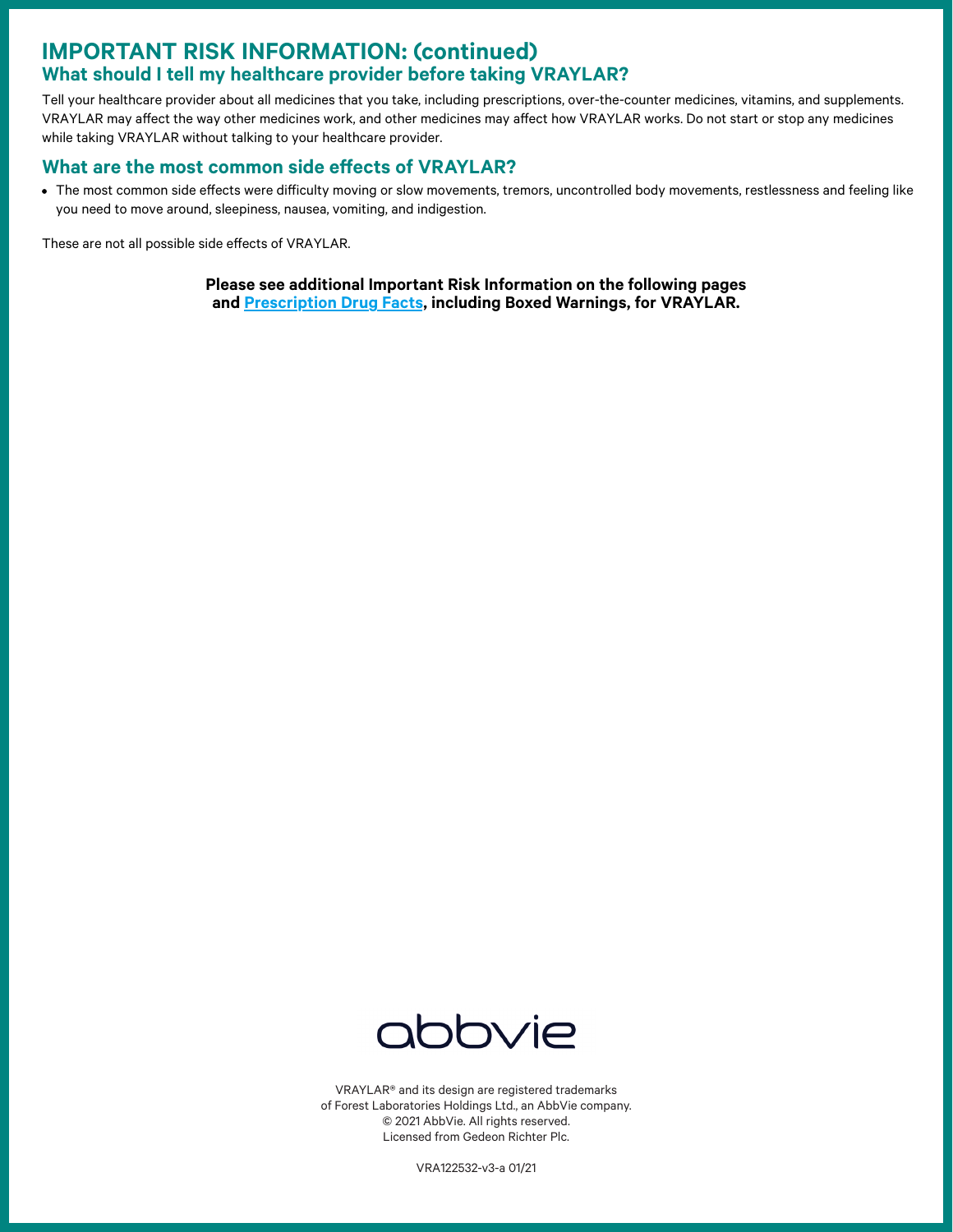# IMPORTANT RISK INFORMATION: (continued)

## What should I tell my healthcare provider before taking VRAYLAR?

Tell your healthcare provider about all medicines that you take, including prescriptions, over-the-counter medicines, vitamins, and supplements. VRAYLAR may affect the way other medicines work, and other medicines may affect how VRAYLAR works. Do not start or stop any medicines while taking VRAYLAR without talking to your healthcare provider.

## What are the most common side effects of VRAYLAR?

- The most common side effects were difficulty moving or slow movements, tremors, uncontrolled body movements, restlessness and feeling like you need to move around, sleepiness, nausea, vomiting, and indigestion.

These are not all possible side effects of VRAYLAR.

**Please see additional Important Risk Information on the following pages and Prescription Drug Facts, including Boxed Warnings, for VRAYLAR.**

abbvie

VRAYLAR® and its design are registered trademarks of Forest Laboratories Holdings Ltd., an AbbVie company.
© 2021 AbbVie. All rights reserved.
Licensed from Gedeon Richter Plc.

VRA122532-v3-a 01/21